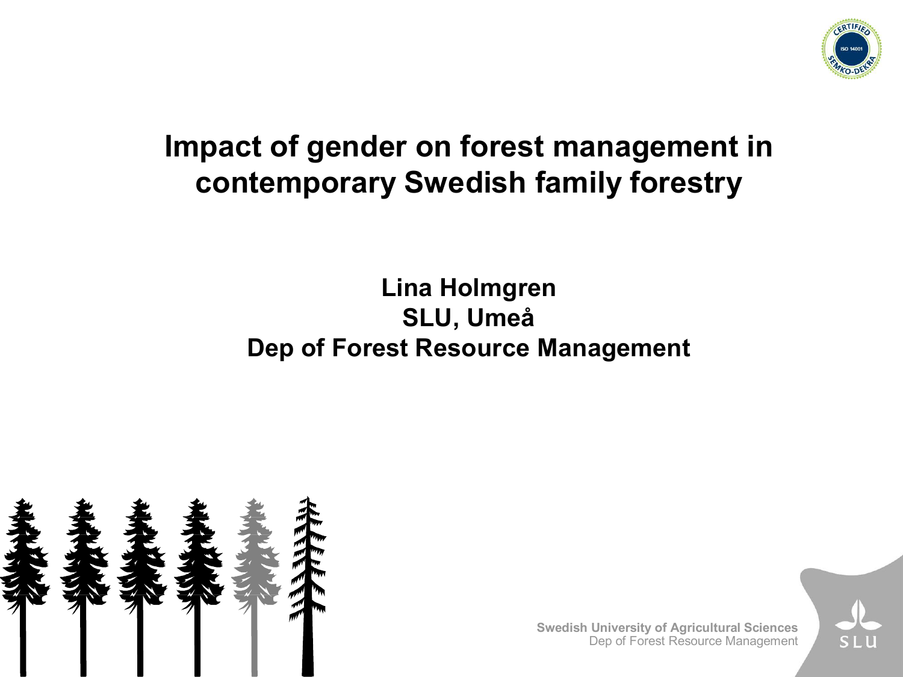# Impact of gender on forest management in contemporary Swedish family forestry

**Lina Holmgren**
**SLU, Umeå**
**Dep of Forest Resource Management**

**Swedish University of Agricultural Sciences**
Dep of Forest Resource Management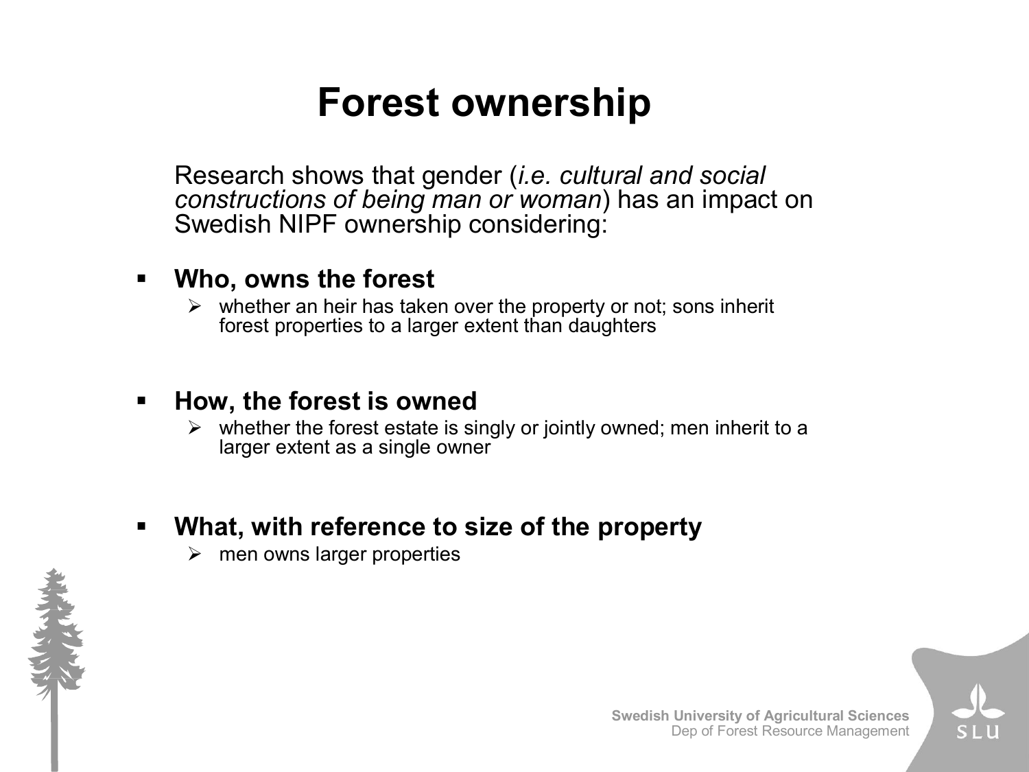# Forest ownership

Research shows that gender (*i.e. cultural and social constructions of being man or woman*) has an impact on Swedish NIPF ownership considering:

- **Who, owns the forest**
  - whether an heir has taken over the property or not; sons inherit forest properties to a larger extent than daughters

- **How, the forest is owned**
  - whether the forest estate is singly or jointly owned; men inherit to a larger extent as a single owner

- **What, with reference to size of the property**
  - men owns larger properties

**Swedish University of Agricultural Sciences**
Dep of Forest Resource Management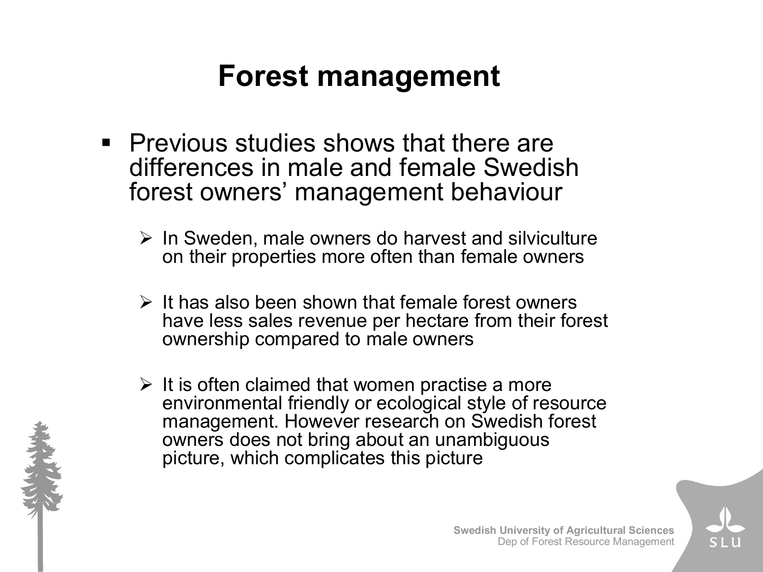# Forest management

- Previous studies shows that there are differences in male and female Swedish forest owners' management behaviour
  - In Sweden, male owners do harvest and silviculture on their properties more often than female owners
  - It has also been shown that female forest owners have less sales revenue per hectare from their forest ownership compared to male owners
  - It is often claimed that women practise a more environmental friendly or ecological style of resource management. However research on Swedish forest owners does not bring about an unambiguous picture, which complicates this picture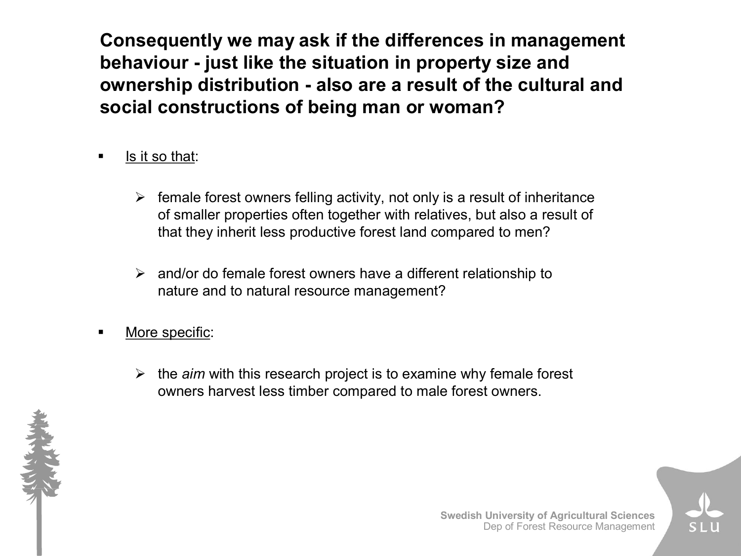**Consequently we may ask if the differences in management behaviour - just like the situation in property size and ownership distribution - also are a result of the cultural and social constructions of being man or woman?**

- Is it so that:
  - female forest owners felling activity, not only is a result of inheritance of smaller properties often together with relatives, but also a result of that they inherit less productive forest land compared to men?
  - and/or do female forest owners have a different relationship to nature and to natural resource management?
- More specific:
  - the *aim* with this research project is to examine why female forest owners harvest less timber compared to male forest owners.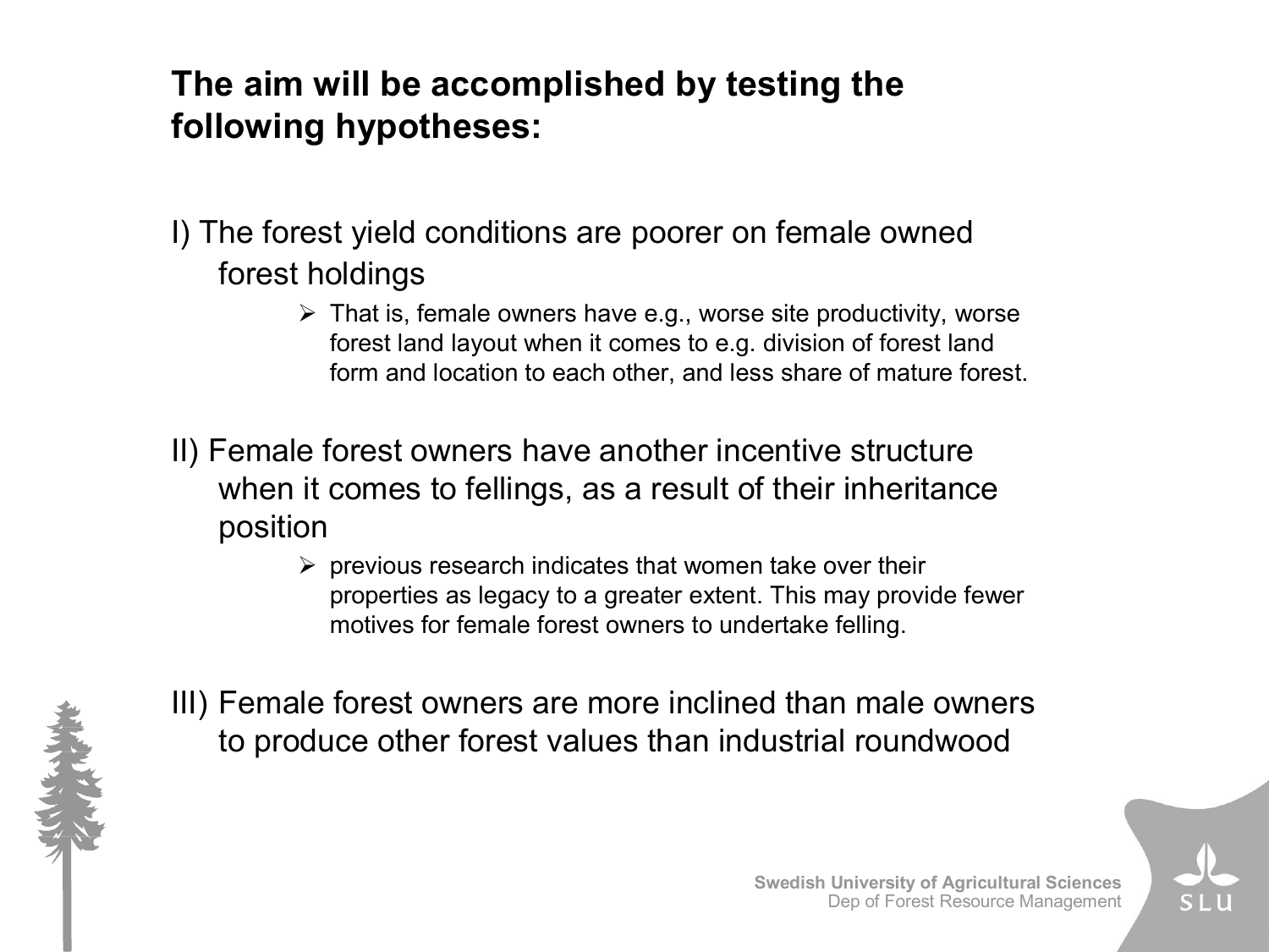## The aim will be accomplished by testing the following hypotheses:

I) The forest yield conditions are poorer on female owned forest holdings

- That is, female owners have e.g., worse site productivity, worse forest land layout when it comes to e.g. division of forest land form and location to each other, and less share of mature forest.

II) Female forest owners have another incentive structure when it comes to fellings, as a result of their inheritance position

- previous research indicates that women take over their properties as legacy to a greater extent. This may provide fewer motives for female forest owners to undertake felling.

III) Female forest owners are more inclined than male owners to produce other forest values than industrial roundwood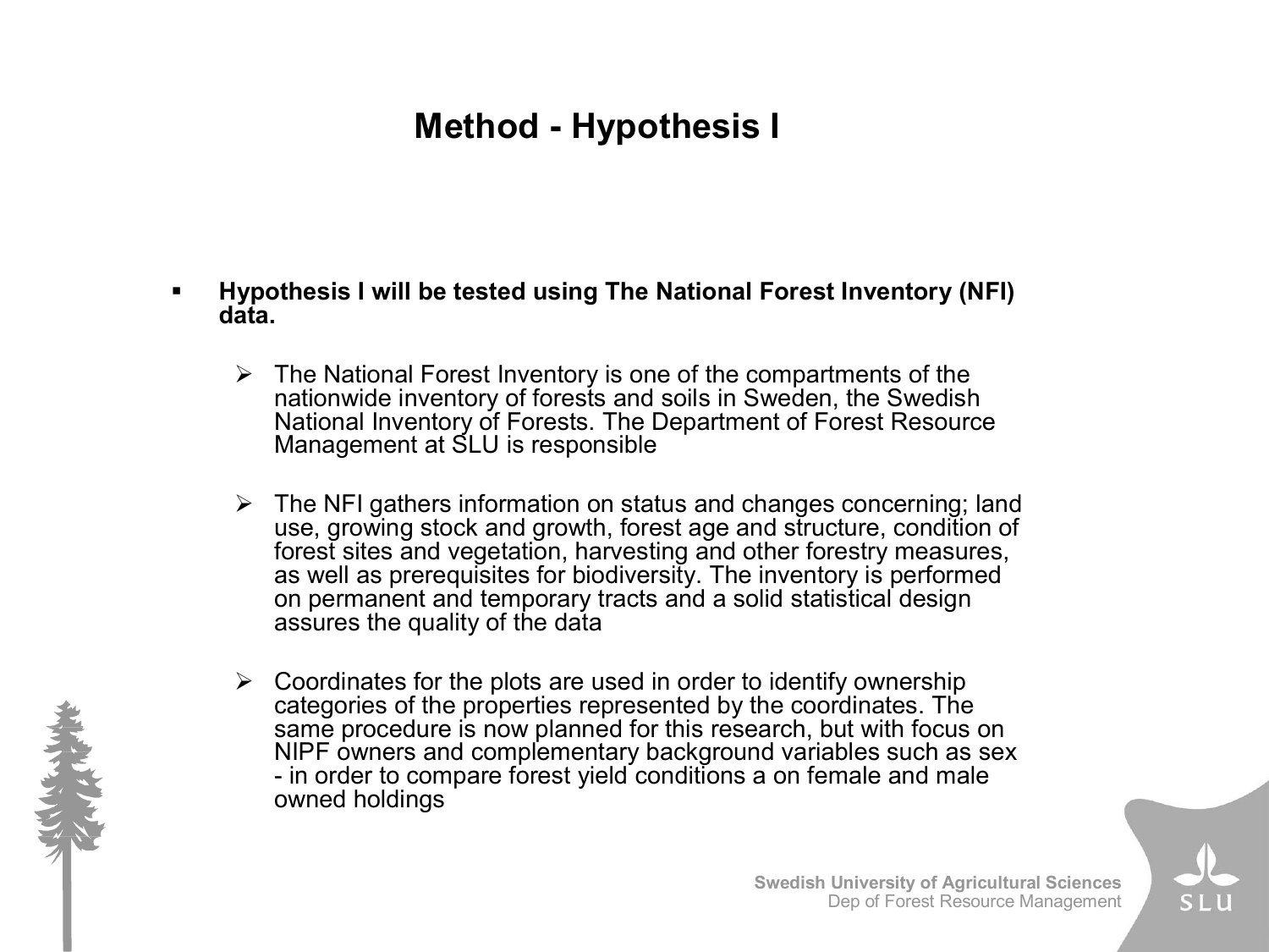# Method - Hypothesis I

- **Hypothesis I will be tested using The National Forest Inventory (NFI) data.**
  - The National Forest Inventory is one of the compartments of the nationwide inventory of forests and soils in Sweden, the Swedish National Inventory of Forests. The Department of Forest Resource Management at SLU is responsible
  - The NFI gathers information on status and changes concerning; land use, growing stock and growth, forest age and structure, condition of forest sites and vegetation, harvesting and other forestry measures, as well as prerequisites for biodiversity. The inventory is performed on permanent and temporary tracts and a solid statistical design assures the quality of the data
  - Coordinates for the plots are used in order to identify ownership categories of the properties represented by the coordinates. The same procedure is now planned for this research, but with focus on NIPF owners and complementary background variables such as sex - in order to compare forest yield conditions a on female and male owned holdings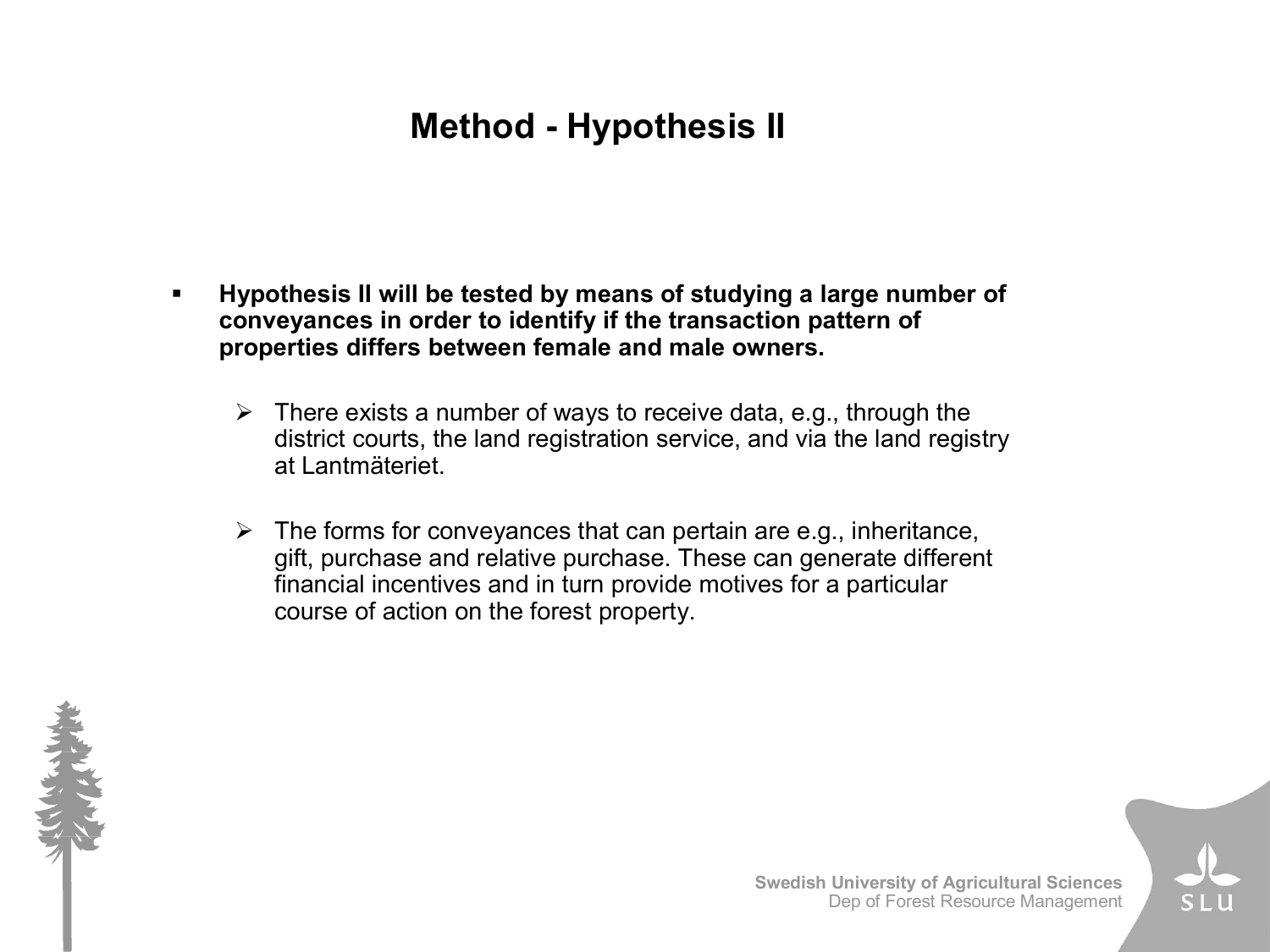# Method - Hypothesis II

- **Hypothesis II will be tested by means of studying a large number of conveyances in order to identify if the transaction pattern of properties differs between female and male owners.**
  - There exists a number of ways to receive data, e.g., through the district courts, the land registration service, and via the land registry at Lantmäteriet.
  - The forms for conveyances that can pertain are e.g., inheritance, gift, purchase and relative purchase. These can generate different financial incentives and in turn provide motives for a particular course of action on the forest property.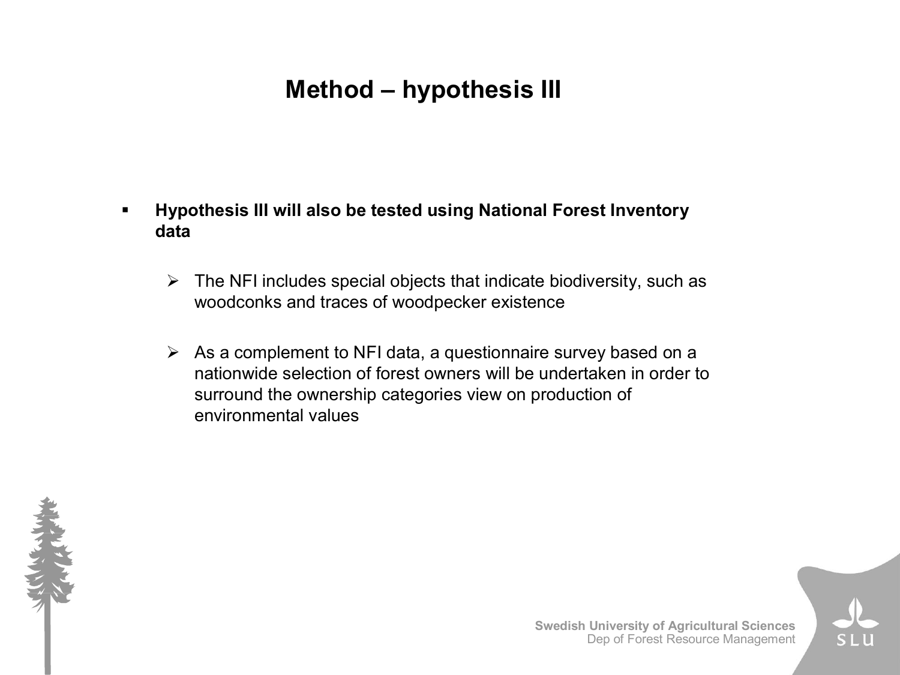# Method – hypothesis III

- **Hypothesis III will also be tested using National Forest Inventory data**

  - The NFI includes special objects that indicate biodiversity, such as woodconks and traces of woodpecker existence

  - As a complement to NFI data, a questionnaire survey based on a nationwide selection of forest owners will be undertaken in order to surround the ownership categories view on production of environmental values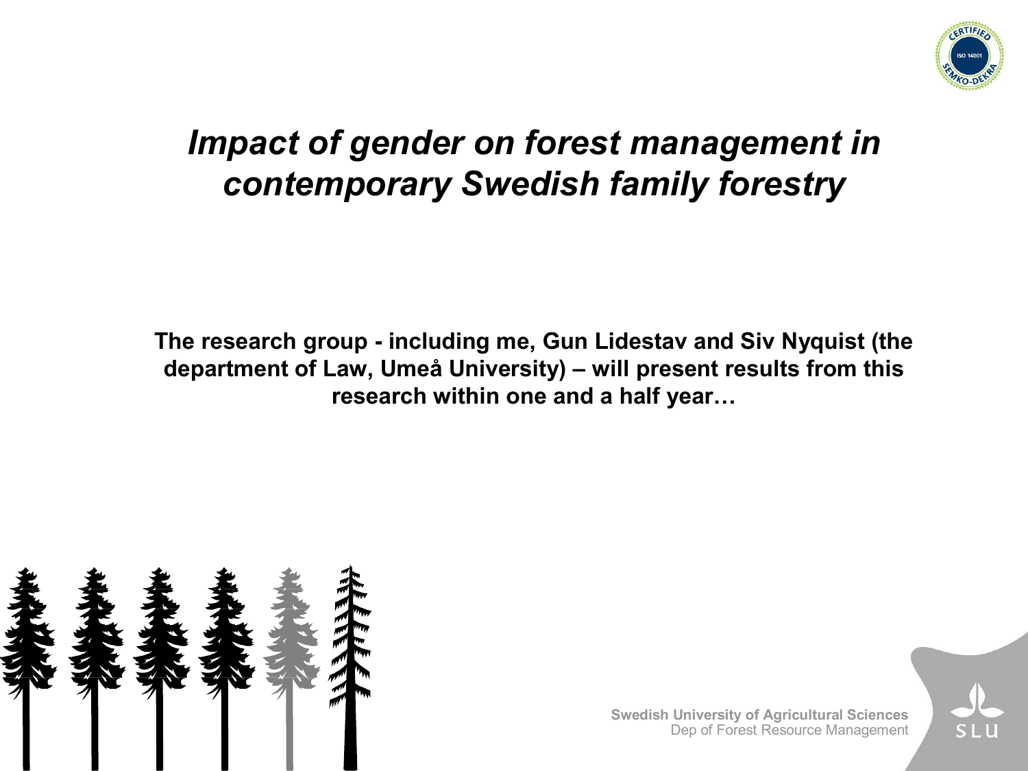# *Impact of gender on forest management in contemporary Swedish family forestry*

**The research group - including me, Gun Lidestav and Siv Nyquist (the department of Law, Umeå University) – will present results from this research within one and a half year…**

Swedish University of Agricultural Sciences
Dep of Forest Resource Management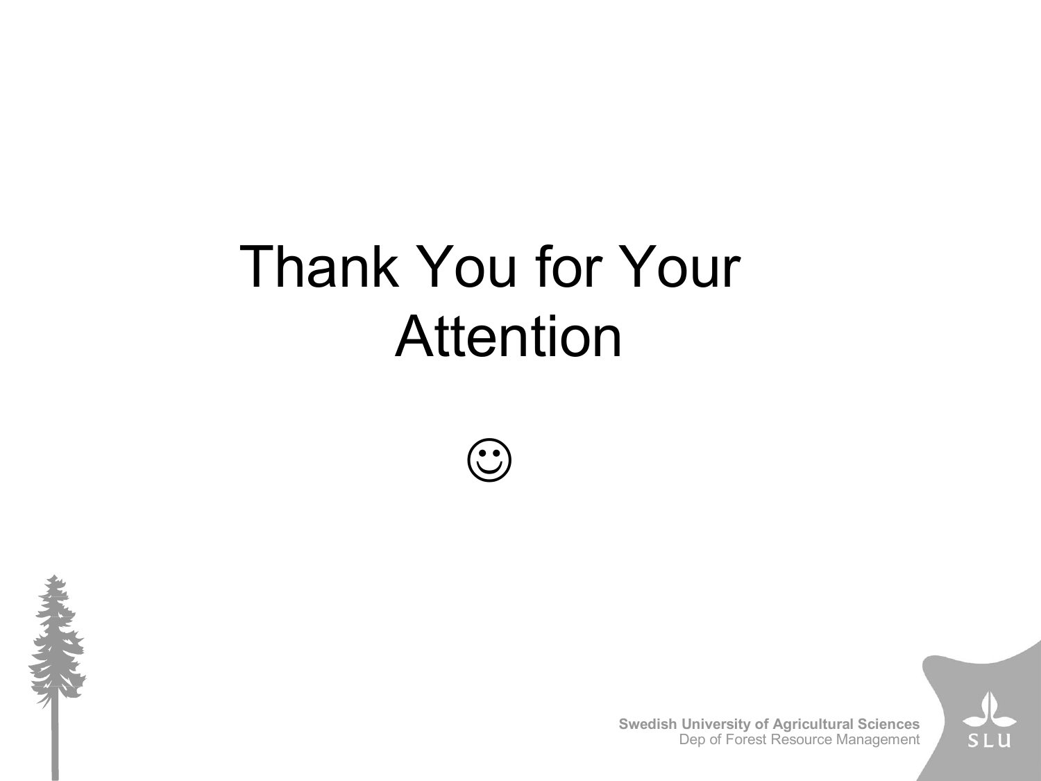# Thank You for Your Attention

☺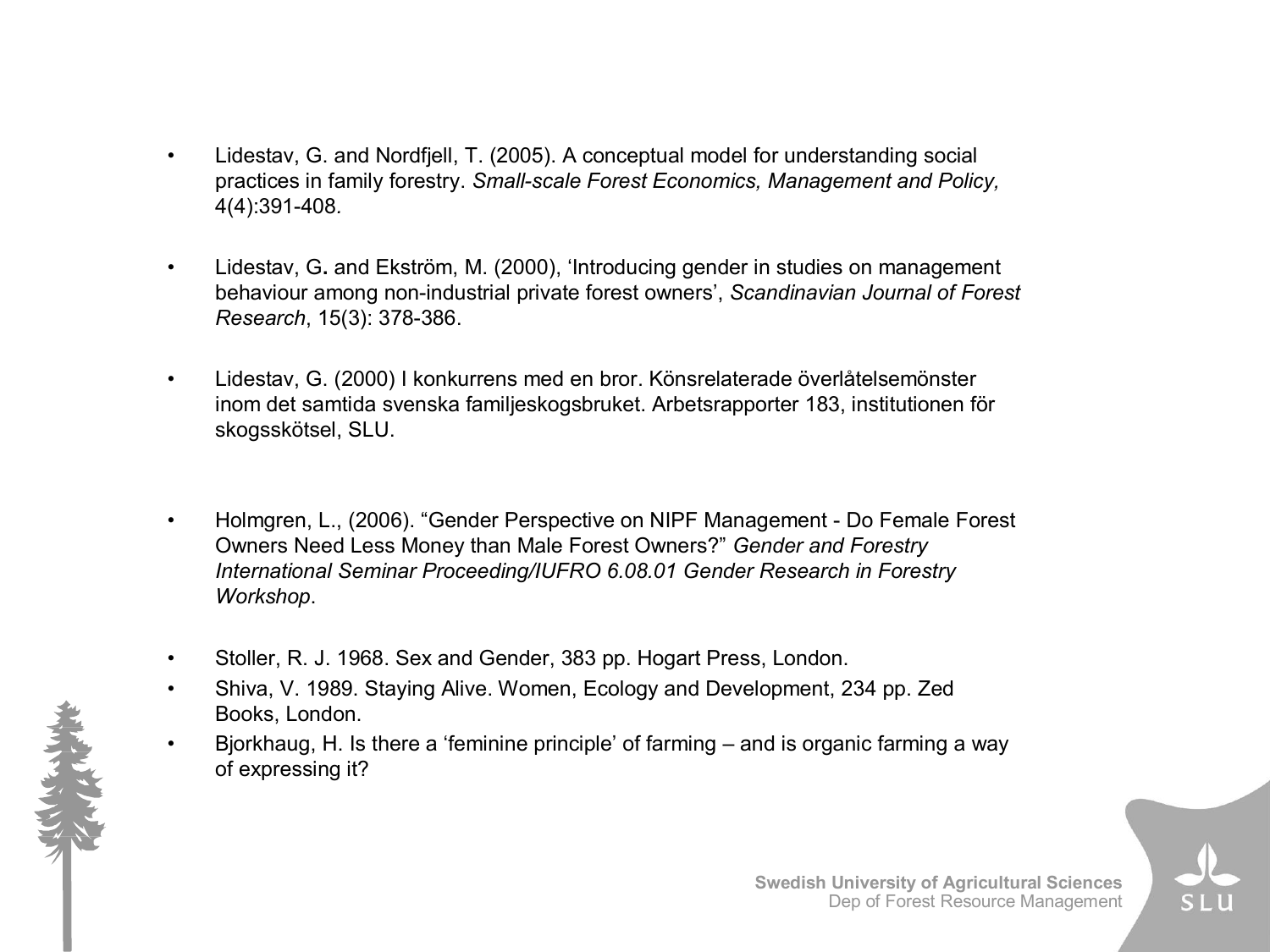- Lidestav, G. and Nordfjell, T. (2005). A conceptual model for understanding social practices in family forestry. *Small-scale Forest Economics, Management and Policy,* 4(4):391-408.

- Lidestav, G. and Ekström, M. (2000), 'Introducing gender in studies on management behaviour among non-industrial private forest owners', *Scandinavian Journal of Forest Research*, 15(3): 378-386.

- Lidestav, G. (2000) I konkurrens med en bror. Könsrelaterade överlåtelsemönster inom det samtida svenska familjeskogsbruket. Arbetsrapporter 183, institutionen för skogsskötsel, SLU.

- Holmgren, L., (2006). "Gender Perspective on NIPF Management - Do Female Forest Owners Need Less Money than Male Forest Owners?" *Gender and Forestry International Seminar Proceeding/IUFRO 6.08.01 Gender Research in Forestry Workshop*.

- Stoller, R. J. 1968. Sex and Gender, 383 pp. Hogart Press, London.
- Shiva, V. 1989. Staying Alive. Women, Ecology and Development, 234 pp. Zed Books, London.
- Bjorkhaug, H. Is there a 'feminine principle' of farming – and is organic farming a way of expressing it?